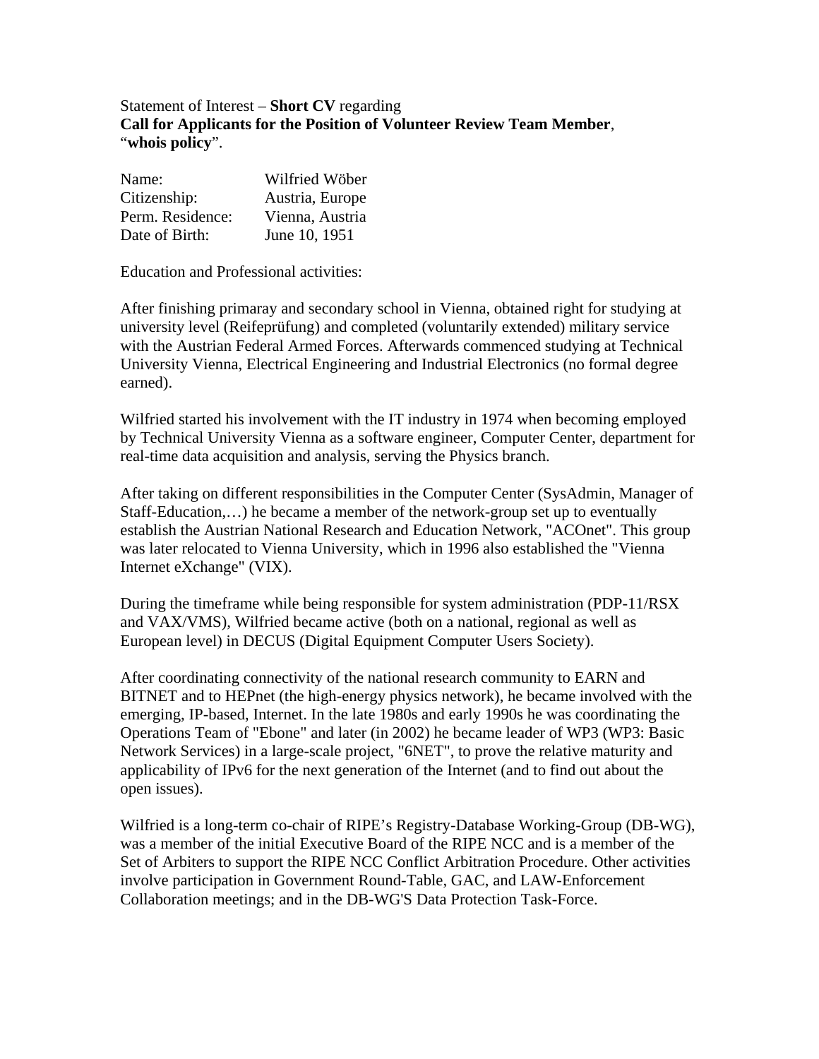Statement of Interest – **Short CV** regarding
**Call for Applicants for the Position of Volunteer Review Team Member**, "**whois policy**".

| | |
|---|---|
| Name: | Wilfried Wöber |
| Citizenship: | Austria, Europe |
| Perm. Residence: | Vienna, Austria |
| Date of Birth: | June 10, 1951 |

Education and Professional activities:

After finishing primaray and secondary school in Vienna, obtained right for studying at university level (Reifeprüfung) and completed (voluntarily extended) military service with the Austrian Federal Armed Forces. Afterwards commenced studying at Technical University Vienna, Electrical Engineering and Industrial Electronics (no formal degree earned).

Wilfried started his involvement with the IT industry in 1974 when becoming employed by Technical University Vienna as a software engineer, Computer Center, department for real-time data acquisition and analysis, serving the Physics branch.

After taking on different responsibilities in the Computer Center (SysAdmin, Manager of Staff-Education,…) he became a member of the network-group set up to eventually establish the Austrian National Research and Education Network, "ACOnet". This group was later relocated to Vienna University, which in 1996 also established the "Vienna Internet eXchange" (VIX).

During the timeframe while being responsible for system administration (PDP-11/RSX and VAX/VMS), Wilfried became active (both on a national, regional as well as European level) in DECUS (Digital Equipment Computer Users Society).

After coordinating connectivity of the national research community to EARN and BITNET and to HEPnet (the high-energy physics network), he became involved with the emerging, IP-based, Internet. In the late 1980s and early 1990s he was coordinating the Operations Team of "Ebone" and later (in 2002) he became leader of WP3 (WP3: Basic Network Services) in a large-scale project, "6NET", to prove the relative maturity and applicability of IPv6 for the next generation of the Internet (and to find out about the open issues).

Wilfried is a long-term co-chair of RIPE's Registry-Database Working-Group (DB-WG), was a member of the initial Executive Board of the RIPE NCC and is a member of the Set of Arbiters to support the RIPE NCC Conflict Arbitration Procedure. Other activities involve participation in Government Round-Table, GAC, and LAW-Enforcement Collaboration meetings; and in the DB-WG'S Data Protection Task-Force.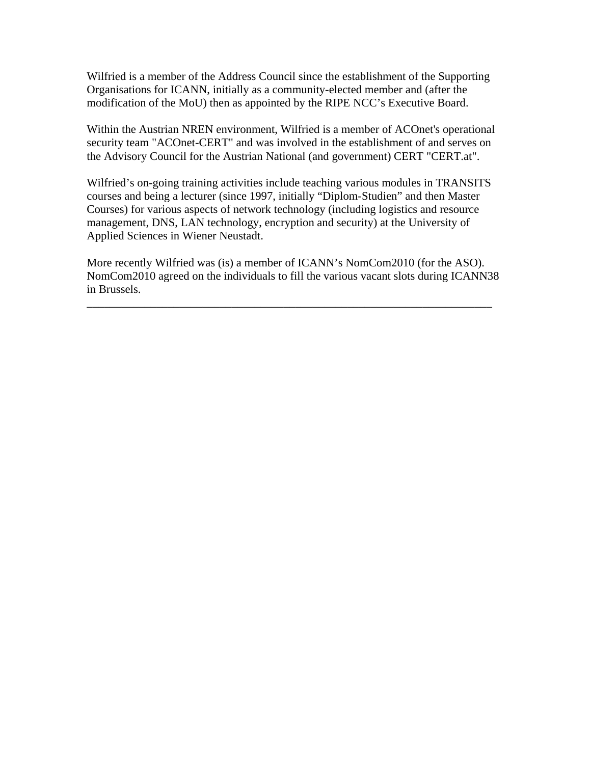Wilfried is a member of the Address Council since the establishment of the Supporting Organisations for ICANN, initially as a community-elected member and (after the modification of the MoU) then as appointed by the RIPE NCC's Executive Board.

Within the Austrian NREN environment, Wilfried is a member of ACOnet's operational security team "ACOnet-CERT" and was involved in the establishment of and serves on the Advisory Council for the Austrian National (and government) CERT "CERT.at".

Wilfried's on-going training activities include teaching various modules in TRANSITS courses and being a lecturer (since 1997, initially "Diplom-Studien" and then Master Courses) for various aspects of network technology (including logistics and resource management, DNS, LAN technology, encryption and security) at the University of Applied Sciences in Wiener Neustadt.

More recently Wilfried was (is) a member of ICANN's NomCom2010 (for the ASO). NomCom2010 agreed on the individuals to fill the various vacant slots during ICANN38 in Brussels.

---